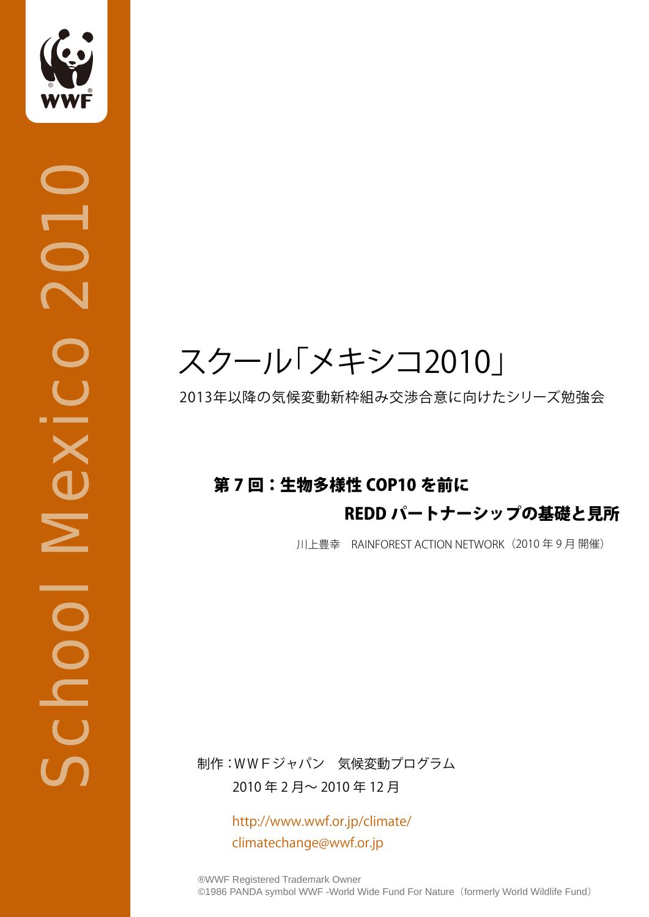School Mexico 2010

# スクール「メキシコ2010」

2013年以降の気候変動新枠組み交渉合意に向けたシリーズ勉強会

## 第 7 回：生物多様性 COP10 を前に REDD パートナーシップの基礎と見所

川上豊幸　RAINFOREST ACTION NETWORK（2010 年 9 月 開催）

制作：ＷＷＦジャパン　気候変動プログラム
2010 年 2 月～ 2010 年 12 月

http://www.wwf.or.jp/climate/
climatechange@wwf.or.jp

®WWF Registered Trademark Owner
©1986 PANDA symbol WWF -World Wide Fund For Nature（formerly World Wildlife Fund）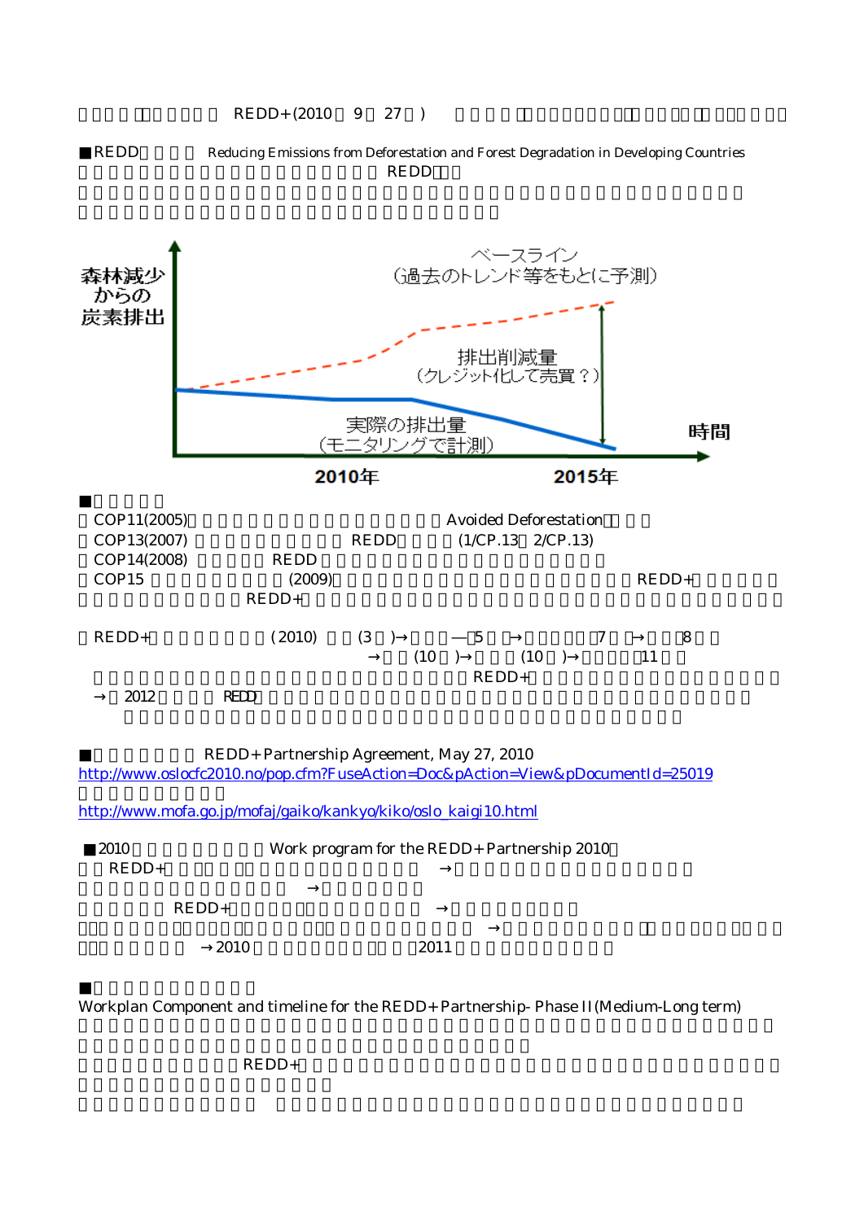REDD+ (2010 9 27 )

■REDD Reducing Emissions from Deforestation and Forest Degradation in Developing Countries

REDD

森林減少からの炭素排出

ベースライン（過去のトレンド等をもとに予測）

排出削減量（クレジット化して売買？）

実際の排出量（モニタリングで計測）

時間

2010年　2015年

■

COP11(2005) Avoided Deforestation

COP13(2007) REDD (1/CP.13 2/CP.13)

COP14(2008) REDD

COP15 (2009) REDD+

REDD+

REDD+ (2010) (3 )→ 5 → 7 → 8

→ (10 )→ (10 )→ 11

REDD+

→ 2012 REDD

■ REDD+ Partnership Agreement, May 27, 2010

http://www.oslocfc2010.no/pop.cfm?FuseAction=Doc&pAction=View&pDocumentId=25019

http://www.mofa.go.jp/mofaj/gaiko/kankyo/kiko/oslo_kaigi10.html

■2010 Work program for the REDD+ Partnership 2010

REDD+ →

→

REDD+ →

→

→2010 2011

■

Workplan Component and timeline for the REDD+ Partnership- Phase II (Medium-Long term)

REDD+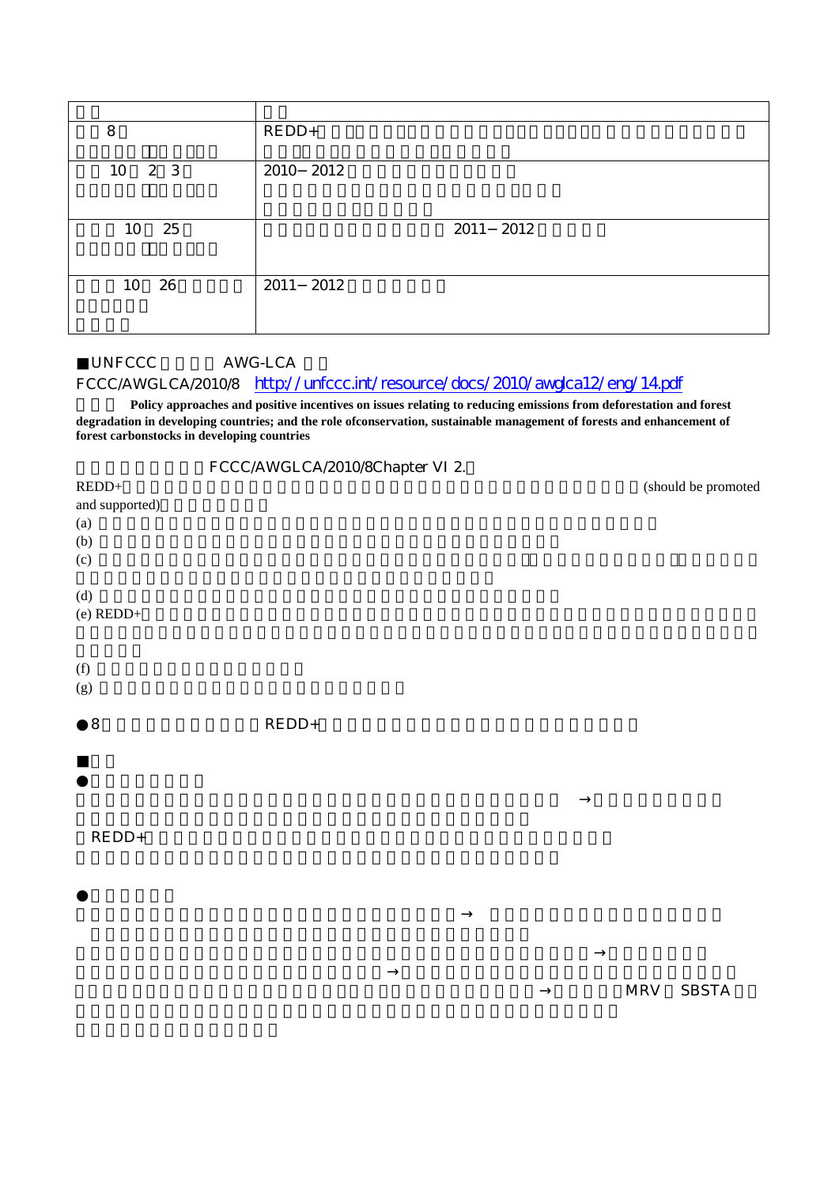| | |
|---|---|
| 8 | REDD+ |
| 10 2 3 | 2010−2012 |
| 10 25 | 2011−2012 |
| 10 26 | 2011−2012 |

■UNFCCC AWG-LCA

FCCC/AWGLCA/2010/8 http://unfccc.int/resource/docs/2010/awglca12/eng/14.pdf

**Policy approaches and positive incentives on issues relating to reducing emissions from deforestation and forest degradation in developing countries; and the role ofconservation, sustainable management of forests and enhancement of forest carbonstocks in developing countries**

FCCC/AWGLCA/2010/8Chapter VI 2.

REDD+ (should be promoted and supported)

(a)

(b)

(c)

(d)

(e) REDD+

(f)

(g)

●8 REDD+

■

●

→

REDD+

●

→

→

→

→ MRV SBSTA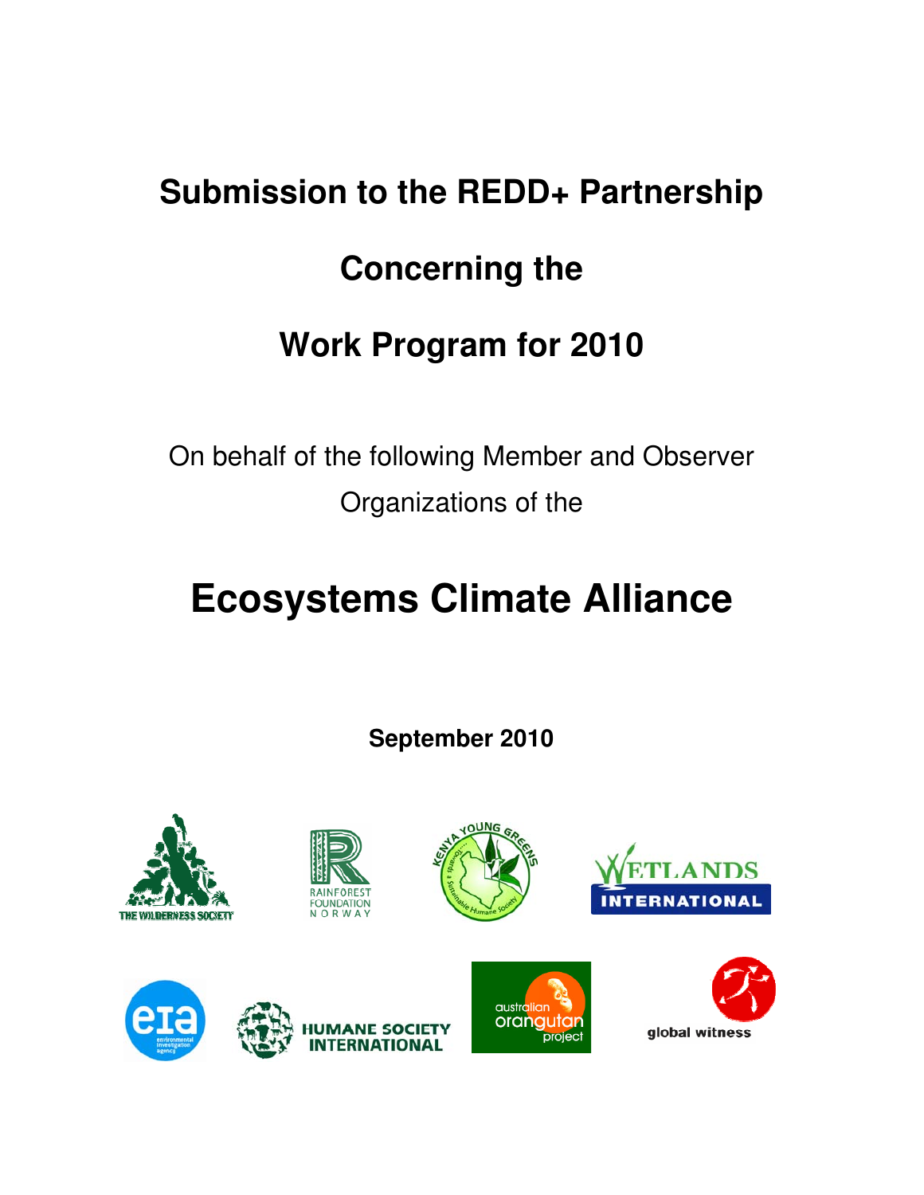# Submission to the REDD+ Partnership

# Concerning the

# Work Program for 2010

On behalf of the following Member and Observer Organizations of the

# Ecosystems Climate Alliance

**September 2010**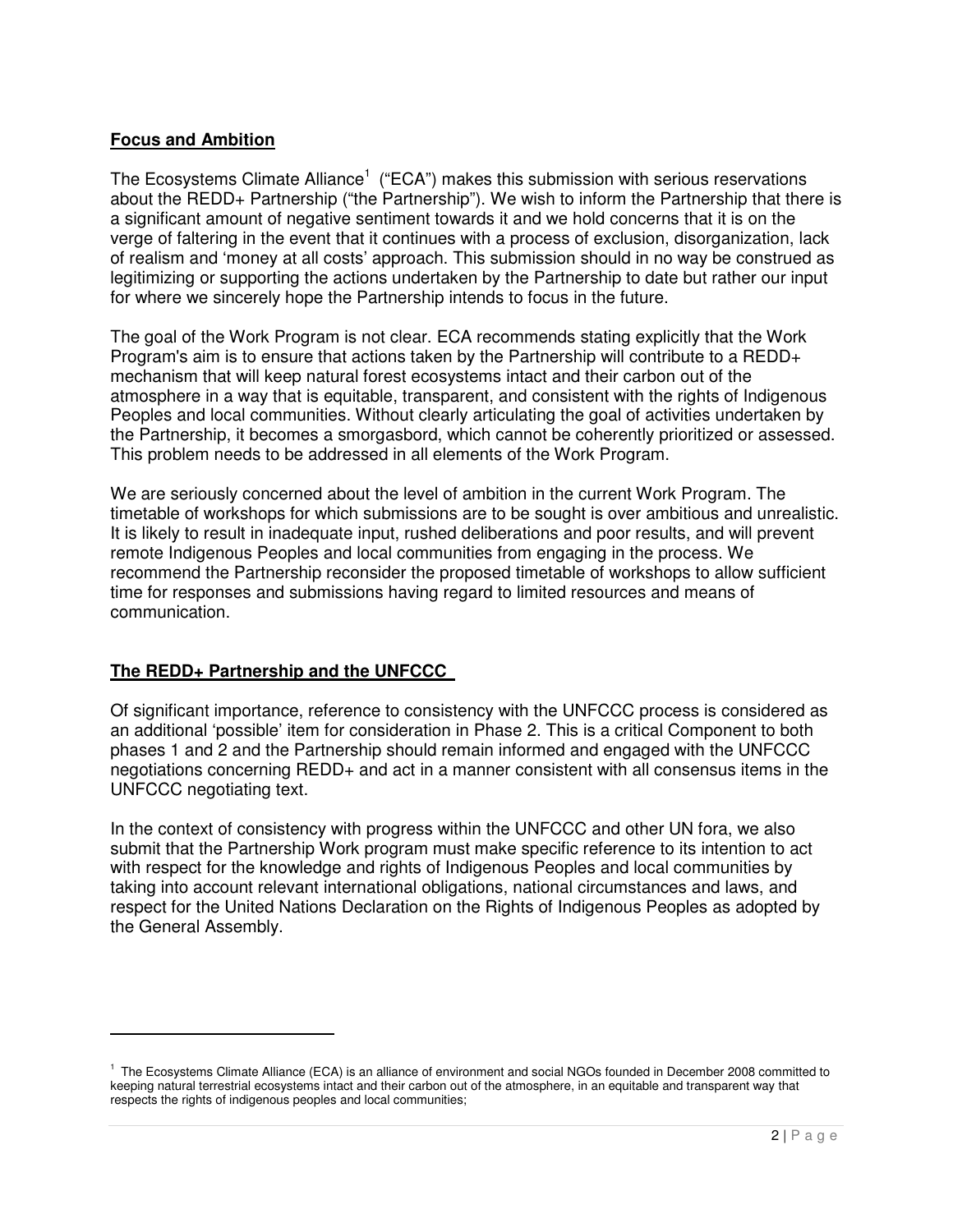## **Focus and Ambition**

The Ecosystems Climate Alliance[1] ("ECA") makes this submission with serious reservations about the REDD+ Partnership ("the Partnership"). We wish to inform the Partnership that there is a significant amount of negative sentiment towards it and we hold concerns that it is on the verge of faltering in the event that it continues with a process of exclusion, disorganization, lack of realism and 'money at all costs' approach. This submission should in no way be construed as legitimizing or supporting the actions undertaken by the Partnership to date but rather our input for where we sincerely hope the Partnership intends to focus in the future.

The goal of the Work Program is not clear. ECA recommends stating explicitly that the Work Program's aim is to ensure that actions taken by the Partnership will contribute to a REDD+ mechanism that will keep natural forest ecosystems intact and their carbon out of the atmosphere in a way that is equitable, transparent, and consistent with the rights of Indigenous Peoples and local communities. Without clearly articulating the goal of activities undertaken by the Partnership, it becomes a smorgasbord, which cannot be coherently prioritized or assessed. This problem needs to be addressed in all elements of the Work Program.

We are seriously concerned about the level of ambition in the current Work Program. The timetable of workshops for which submissions are to be sought is over ambitious and unrealistic. It is likely to result in inadequate input, rushed deliberations and poor results, and will prevent remote Indigenous Peoples and local communities from engaging in the process. We recommend the Partnership reconsider the proposed timetable of workshops to allow sufficient time for responses and submissions having regard to limited resources and means of communication.

## **The REDD+ Partnership and the UNFCCC**

Of significant importance, reference to consistency with the UNFCCC process is considered as an additional 'possible' item for consideration in Phase 2. This is a critical Component to both phases 1 and 2 and the Partnership should remain informed and engaged with the UNFCCC negotiations concerning REDD+ and act in a manner consistent with all consensus items in the UNFCCC negotiating text.

In the context of consistency with progress within the UNFCCC and other UN fora, we also submit that the Partnership Work program must make specific reference to its intention to act with respect for the knowledge and rights of Indigenous Peoples and local communities by taking into account relevant international obligations, national circumstances and laws, and respect for the United Nations Declaration on the Rights of Indigenous Peoples as adopted by the General Assembly.

---

[1] The Ecosystems Climate Alliance (ECA) is an alliance of environment and social NGOs founded in December 2008 committed to keeping natural terrestrial ecosystems intact and their carbon out of the atmosphere, in an equitable and transparent way that respects the rights of indigenous peoples and local communities;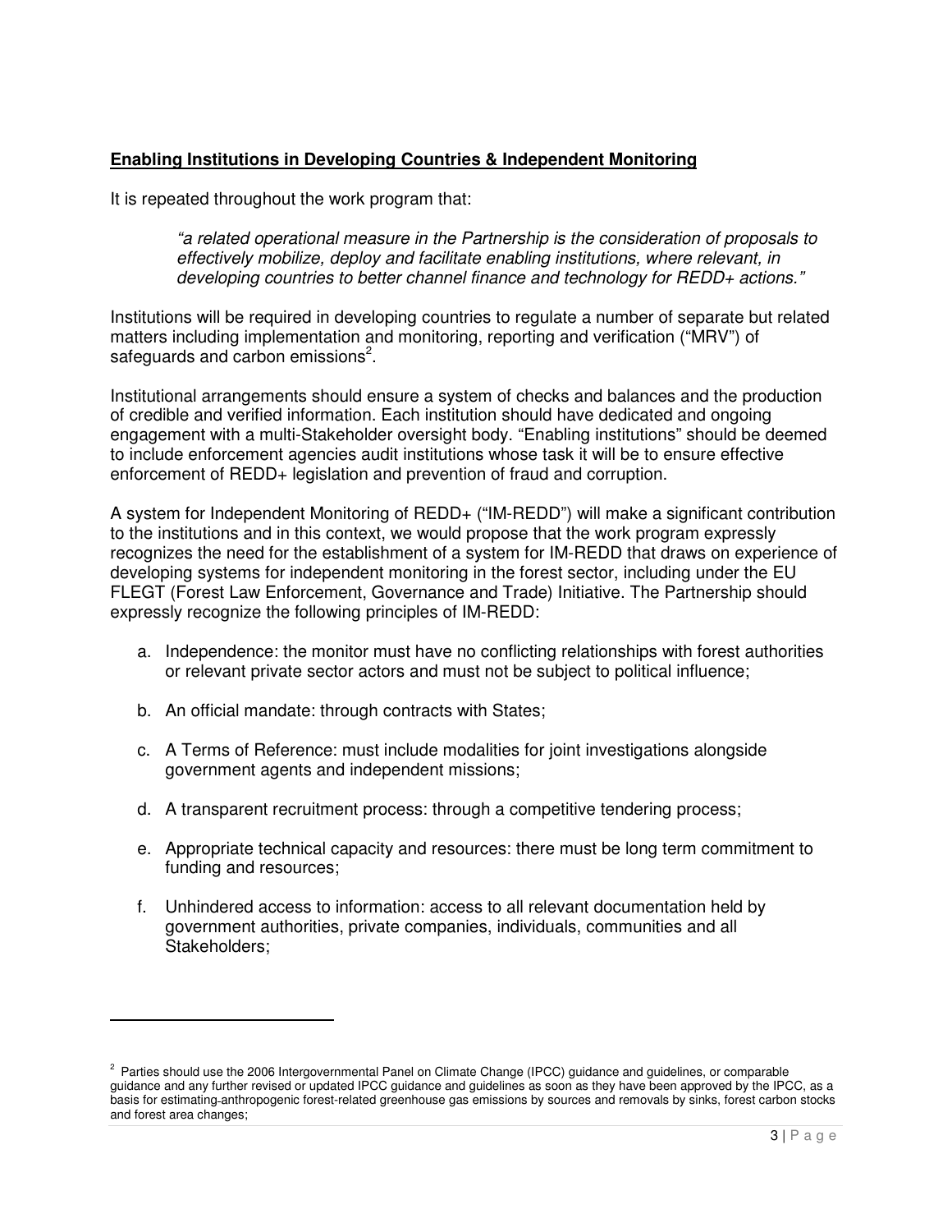**Enabling Institutions in Developing Countries & Independent Monitoring**

It is repeated throughout the work program that:

> *"a related operational measure in the Partnership is the consideration of proposals to effectively mobilize, deploy and facilitate enabling institutions, where relevant, in developing countries to better channel finance and technology for REDD+ actions."*

Institutions will be required in developing countries to regulate a number of separate but related matters including implementation and monitoring, reporting and verification ("MRV") of safeguards and carbon emissions[2].

Institutional arrangements should ensure a system of checks and balances and the production of credible and verified information. Each institution should have dedicated and ongoing engagement with a multi-Stakeholder oversight body. "Enabling institutions" should be deemed to include enforcement agencies audit institutions whose task it will be to ensure effective enforcement of REDD+ legislation and prevention of fraud and corruption.

A system for Independent Monitoring of REDD+ ("IM-REDD") will make a significant contribution to the institutions and in this context, we would propose that the work program expressly recognizes the need for the establishment of a system for IM-REDD that draws on experience of developing systems for independent monitoring in the forest sector, including under the EU FLEGT (Forest Law Enforcement, Governance and Trade) Initiative. The Partnership should expressly recognize the following principles of IM-REDD:

a. Independence: the monitor must have no conflicting relationships with forest authorities or relevant private sector actors and must not be subject to political influence;

b. An official mandate: through contracts with States;

c. A Terms of Reference: must include modalities for joint investigations alongside government agents and independent missions;

d. A transparent recruitment process: through a competitive tendering process;

e. Appropriate technical capacity and resources: there must be long term commitment to funding and resources;

f. Unhindered access to information: access to all relevant documentation held by government authorities, private companies, individuals, communities and all Stakeholders;

---

[2] Parties should use the 2006 Intergovernmental Panel on Climate Change (IPCC) guidance and guidelines, or comparable guidance and any further revised or updated IPCC guidance and guidelines as soon as they have been approved by the IPCC, as a basis for estimating-anthropogenic forest-related greenhouse gas emissions by sources and removals by sinks, forest carbon stocks and forest area changes;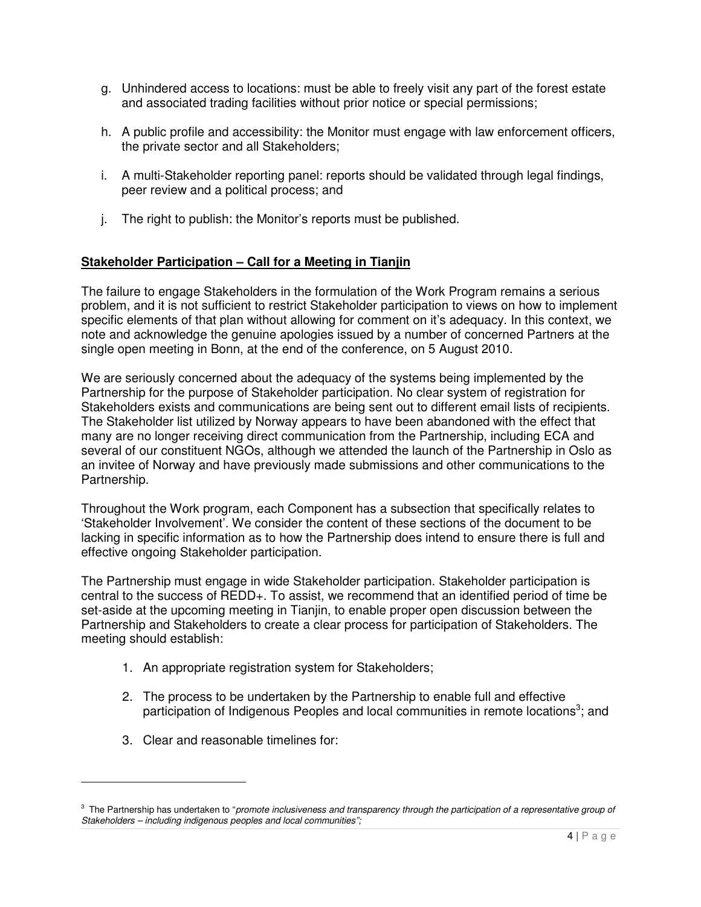g. Unhindered access to locations: must be able to freely visit any part of the forest estate and associated trading facilities without prior notice or special permissions;

h. A public profile and accessibility: the Monitor must engage with law enforcement officers, the private sector and all Stakeholders;

i. A multi-Stakeholder reporting panel: reports should be validated through legal findings, peer review and a political process; and

j. The right to publish: the Monitor's reports must be published.

**Stakeholder Participation – Call for a Meeting in Tianjin**

The failure to engage Stakeholders in the formulation of the Work Program remains a serious problem, and it is not sufficient to restrict Stakeholder participation to views on how to implement specific elements of that plan without allowing for comment on it's adequacy. In this context, we note and acknowledge the genuine apologies issued by a number of concerned Partners at the single open meeting in Bonn, at the end of the conference, on 5 August 2010.

We are seriously concerned about the adequacy of the systems being implemented by the Partnership for the purpose of Stakeholder participation. No clear system of registration for Stakeholders exists and communications are being sent out to different email lists of recipients. The Stakeholder list utilized by Norway appears to have been abandoned with the effect that many are no longer receiving direct communication from the Partnership, including ECA and several of our constituent NGOs, although we attended the launch of the Partnership in Oslo as an invitee of Norway and have previously made submissions and other communications to the Partnership.

Throughout the Work program, each Component has a subsection that specifically relates to 'Stakeholder Involvement'. We consider the content of these sections of the document to be lacking in specific information as to how the Partnership does intend to ensure there is full and effective ongoing Stakeholder participation.

The Partnership must engage in wide Stakeholder participation. Stakeholder participation is central to the success of REDD+. To assist, we recommend that an identified period of time be set-aside at the upcoming meeting in Tianjin, to enable proper open discussion between the Partnership and Stakeholders to create a clear process for participation of Stakeholders. The meeting should establish:

1. An appropriate registration system for Stakeholders;

2. The process to be undertaken by the Partnership to enable full and effective participation of Indigenous Peoples and local communities in remote locations[3]; and

3. Clear and reasonable timelines for:

---

[3] The Partnership has undertaken to "*promote inclusiveness and transparency through the participation of a representative group of Stakeholders – including indigenous peoples and local communities";*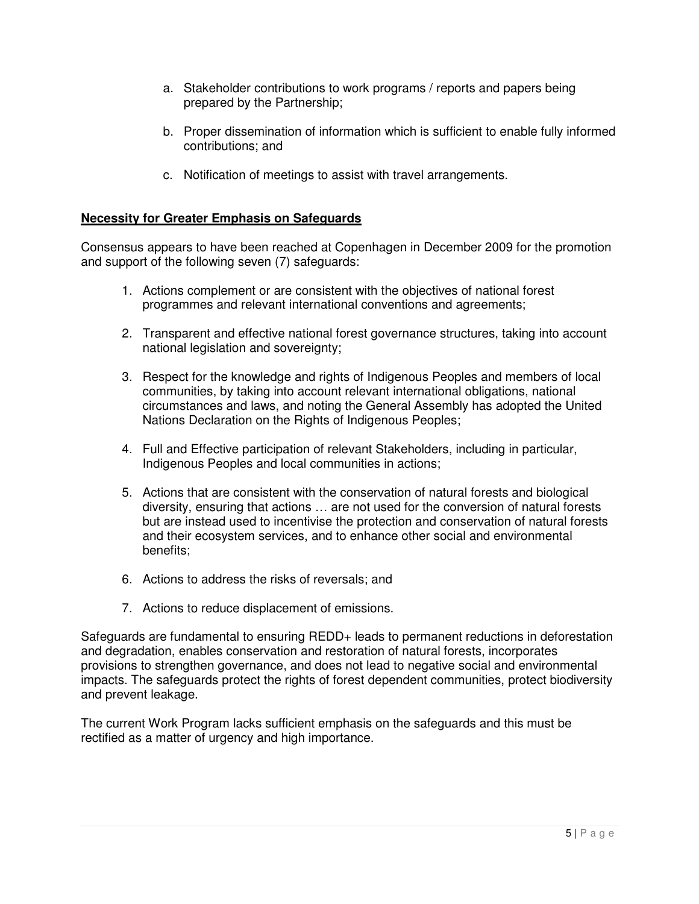a. Stakeholder contributions to work programs / reports and papers being prepared by the Partnership;

b. Proper dissemination of information which is sufficient to enable fully informed contributions; and

c. Notification of meetings to assist with travel arrangements.

**Necessity for Greater Emphasis on Safeguards**

Consensus appears to have been reached at Copenhagen in December 2009 for the promotion and support of the following seven (7) safeguards:

1. Actions complement or are consistent with the objectives of national forest programmes and relevant international conventions and agreements;

2. Transparent and effective national forest governance structures, taking into account national legislation and sovereignty;

3. Respect for the knowledge and rights of Indigenous Peoples and members of local communities, by taking into account relevant international obligations, national circumstances and laws, and noting the General Assembly has adopted the United Nations Declaration on the Rights of Indigenous Peoples;

4. Full and Effective participation of relevant Stakeholders, including in particular, Indigenous Peoples and local communities in actions;

5. Actions that are consistent with the conservation of natural forests and biological diversity, ensuring that actions … are not used for the conversion of natural forests but are instead used to incentivise the protection and conservation of natural forests and their ecosystem services, and to enhance other social and environmental benefits;

6. Actions to address the risks of reversals; and

7. Actions to reduce displacement of emissions.

Safeguards are fundamental to ensuring REDD+ leads to permanent reductions in deforestation and degradation, enables conservation and restoration of natural forests, incorporates provisions to strengthen governance, and does not lead to negative social and environmental impacts. The safeguards protect the rights of forest dependent communities, protect biodiversity and prevent leakage.

The current Work Program lacks sufficient emphasis on the safeguards and this must be rectified as a matter of urgency and high importance.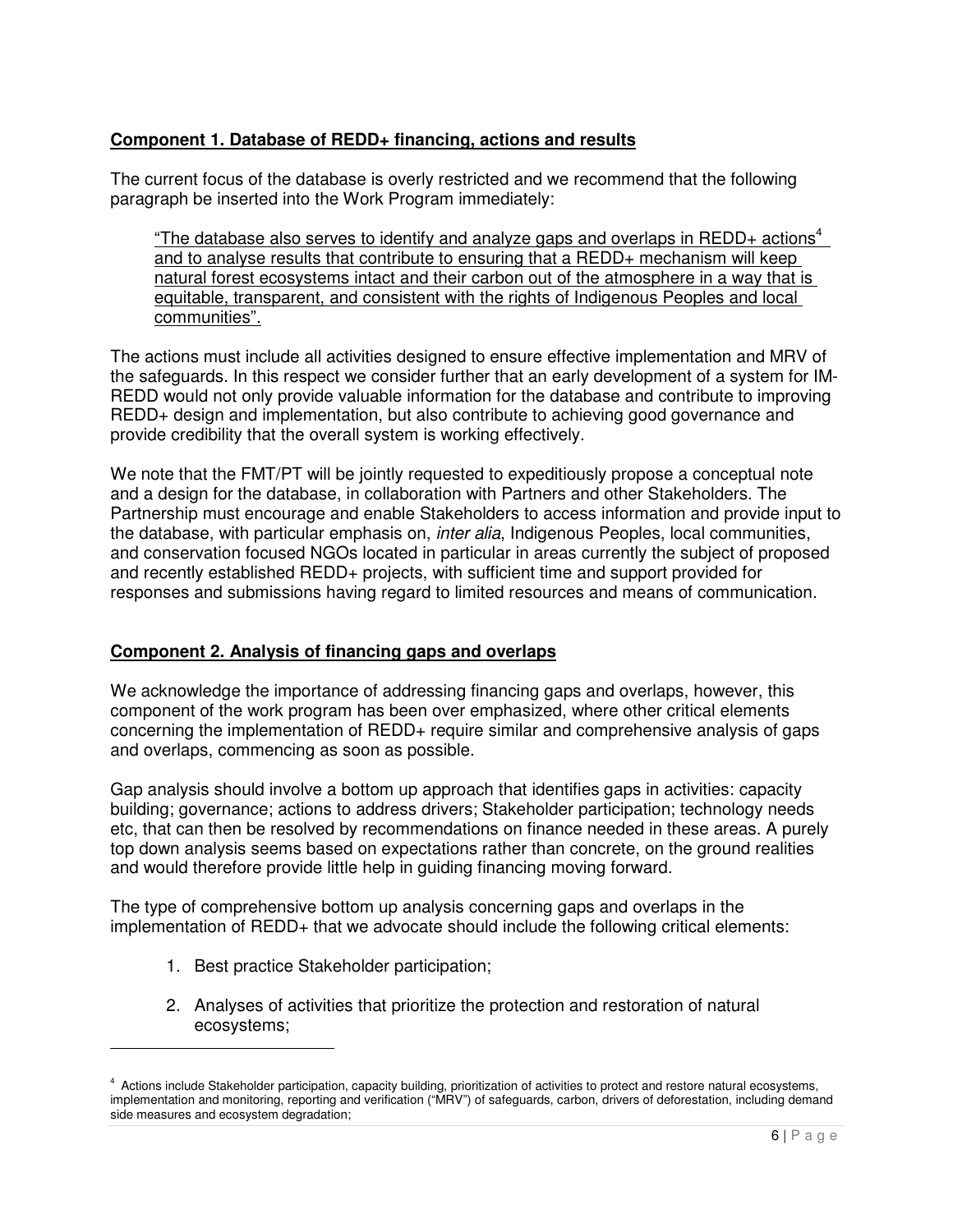**Component 1. Database of REDD+ financing, actions and results**

The current focus of the database is overly restricted and we recommend that the following paragraph be inserted into the Work Program immediately:

> "The database also serves to identify and analyze gaps and overlaps in REDD+ actions[4] and to analyse results that contribute to ensuring that a REDD+ mechanism will keep natural forest ecosystems intact and their carbon out of the atmosphere in a way that is equitable, transparent, and consistent with the rights of Indigenous Peoples and local communities".

The actions must include all activities designed to ensure effective implementation and MRV of the safeguards. In this respect we consider further that an early development of a system for IM-REDD would not only provide valuable information for the database and contribute to improving REDD+ design and implementation, but also contribute to achieving good governance and provide credibility that the overall system is working effectively.

We note that the FMT/PT will be jointly requested to expeditiously propose a conceptual note and a design for the database, in collaboration with Partners and other Stakeholders. The Partnership must encourage and enable Stakeholders to access information and provide input to the database, with particular emphasis on, *inter alia*, Indigenous Peoples, local communities, and conservation focused NGOs located in particular in areas currently the subject of proposed and recently established REDD+ projects, with sufficient time and support provided for responses and submissions having regard to limited resources and means of communication.

**Component 2. Analysis of financing gaps and overlaps**

We acknowledge the importance of addressing financing gaps and overlaps, however, this component of the work program has been over emphasized, where other critical elements concerning the implementation of REDD+ require similar and comprehensive analysis of gaps and overlaps, commencing as soon as possible.

Gap analysis should involve a bottom up approach that identifies gaps in activities: capacity building; governance; actions to address drivers; Stakeholder participation; technology needs etc, that can then be resolved by recommendations on finance needed in these areas. A purely top down analysis seems based on expectations rather than concrete, on the ground realities and would therefore provide little help in guiding financing moving forward.

The type of comprehensive bottom up analysis concerning gaps and overlaps in the implementation of REDD+ that we advocate should include the following critical elements:

1. Best practice Stakeholder participation;
2. Analyses of activities that prioritize the protection and restoration of natural ecosystems;

[4] Actions include Stakeholder participation, capacity building, prioritization of activities to protect and restore natural ecosystems, implementation and monitoring, reporting and verification ("MRV") of safeguards, carbon, drivers of deforestation, including demand side measures and ecosystem degradation;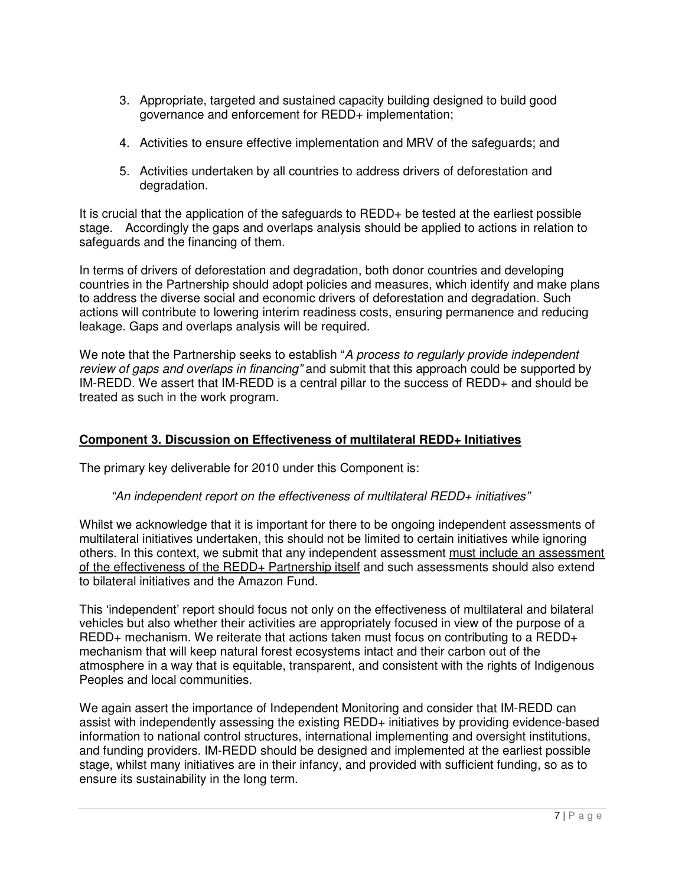3. Appropriate, targeted and sustained capacity building designed to build good governance and enforcement for REDD+ implementation;

4. Activities to ensure effective implementation and MRV of the safeguards; and

5. Activities undertaken by all countries to address drivers of deforestation and degradation.

It is crucial that the application of the safeguards to REDD+ be tested at the earliest possible stage. Accordingly the gaps and overlaps analysis should be applied to actions in relation to safeguards and the financing of them.

In terms of drivers of deforestation and degradation, both donor countries and developing countries in the Partnership should adopt policies and measures, which identify and make plans to address the diverse social and economic drivers of deforestation and degradation. Such actions will contribute to lowering interim readiness costs, ensuring permanence and reducing leakage. Gaps and overlaps analysis will be required.

We note that the Partnership seeks to establish "*A process to regularly provide independent review of gaps and overlaps in financing*" and submit that this approach could be supported by IM-REDD. We assert that IM-REDD is a central pillar to the success of REDD+ and should be treated as such in the work program.

## <u>**Component 3. Discussion on Effectiveness of multilateral REDD+ Initiatives**</u>

The primary key deliverable for 2010 under this Component is:

> *"An independent report on the effectiveness of multilateral REDD+ initiatives"*

Whilst we acknowledge that it is important for there to be ongoing independent assessments of multilateral initiatives undertaken, this should not be limited to certain initiatives while ignoring others. In this context, we submit that any independent assessment <u>must include an assessment of the effectiveness of the REDD+ Partnership itself</u> and such assessments should also extend to bilateral initiatives and the Amazon Fund.

This 'independent' report should focus not only on the effectiveness of multilateral and bilateral vehicles but also whether their activities are appropriately focused in view of the purpose of a REDD+ mechanism. We reiterate that actions taken must focus on contributing to a REDD+ mechanism that will keep natural forest ecosystems intact and their carbon out of the atmosphere in a way that is equitable, transparent, and consistent with the rights of Indigenous Peoples and local communities.

We again assert the importance of Independent Monitoring and consider that IM-REDD can assist with independently assessing the existing REDD+ initiatives by providing evidence-based information to national control structures, international implementing and oversight institutions, and funding providers. IM-REDD should be designed and implemented at the earliest possible stage, whilst many initiatives are in their infancy, and provided with sufficient funding, so as to ensure its sustainability in the long term.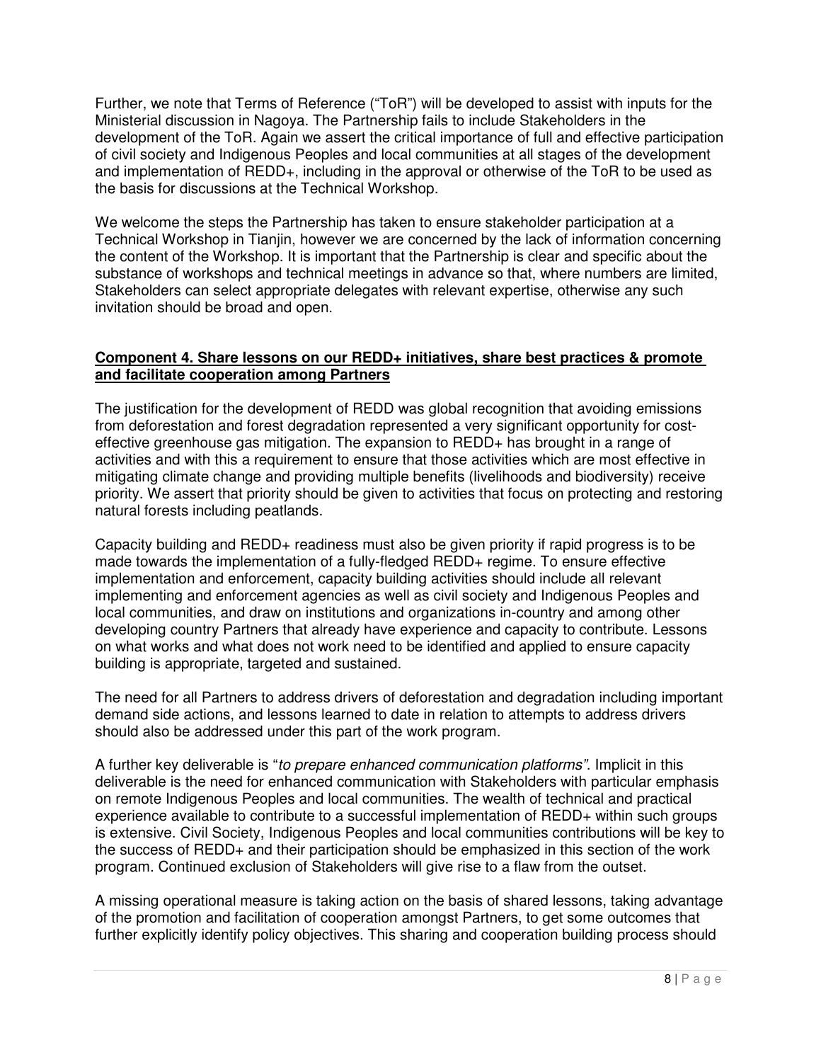Further, we note that Terms of Reference ("ToR") will be developed to assist with inputs for the Ministerial discussion in Nagoya. The Partnership fails to include Stakeholders in the development of the ToR. Again we assert the critical importance of full and effective participation of civil society and Indigenous Peoples and local communities at all stages of the development and implementation of REDD+, including in the approval or otherwise of the ToR to be used as the basis for discussions at the Technical Workshop.

We welcome the steps the Partnership has taken to ensure stakeholder participation at a Technical Workshop in Tianjin, however we are concerned by the lack of information concerning the content of the Workshop. It is important that the Partnership is clear and specific about the substance of workshops and technical meetings in advance so that, where numbers are limited, Stakeholders can select appropriate delegates with relevant expertise, otherwise any such invitation should be broad and open.

**Component 4. Share lessons on our REDD+ initiatives, share best practices & promote and facilitate cooperation among Partners**

The justification for the development of REDD was global recognition that avoiding emissions from deforestation and forest degradation represented a very significant opportunity for cost-effective greenhouse gas mitigation. The expansion to REDD+ has brought in a range of activities and with this a requirement to ensure that those activities which are most effective in mitigating climate change and providing multiple benefits (livelihoods and biodiversity) receive priority. We assert that priority should be given to activities that focus on protecting and restoring natural forests including peatlands.

Capacity building and REDD+ readiness must also be given priority if rapid progress is to be made towards the implementation of a fully-fledged REDD+ regime. To ensure effective implementation and enforcement, capacity building activities should include all relevant implementing and enforcement agencies as well as civil society and Indigenous Peoples and local communities, and draw on institutions and organizations in-country and among other developing country Partners that already have experience and capacity to contribute. Lessons on what works and what does not work need to be identified and applied to ensure capacity building is appropriate, targeted and sustained.

The need for all Partners to address drivers of deforestation and degradation including important demand side actions, and lessons learned to date in relation to attempts to address drivers should also be addressed under this part of the work program.

A further key deliverable is "*to prepare enhanced communication platforms*". Implicit in this deliverable is the need for enhanced communication with Stakeholders with particular emphasis on remote Indigenous Peoples and local communities. The wealth of technical and practical experience available to contribute to a successful implementation of REDD+ within such groups is extensive. Civil Society, Indigenous Peoples and local communities contributions will be key to the success of REDD+ and their participation should be emphasized in this section of the work program. Continued exclusion of Stakeholders will give rise to a flaw from the outset.

A missing operational measure is taking action on the basis of shared lessons, taking advantage of the promotion and facilitation of cooperation amongst Partners, to get some outcomes that further explicitly identify policy objectives. This sharing and cooperation building process should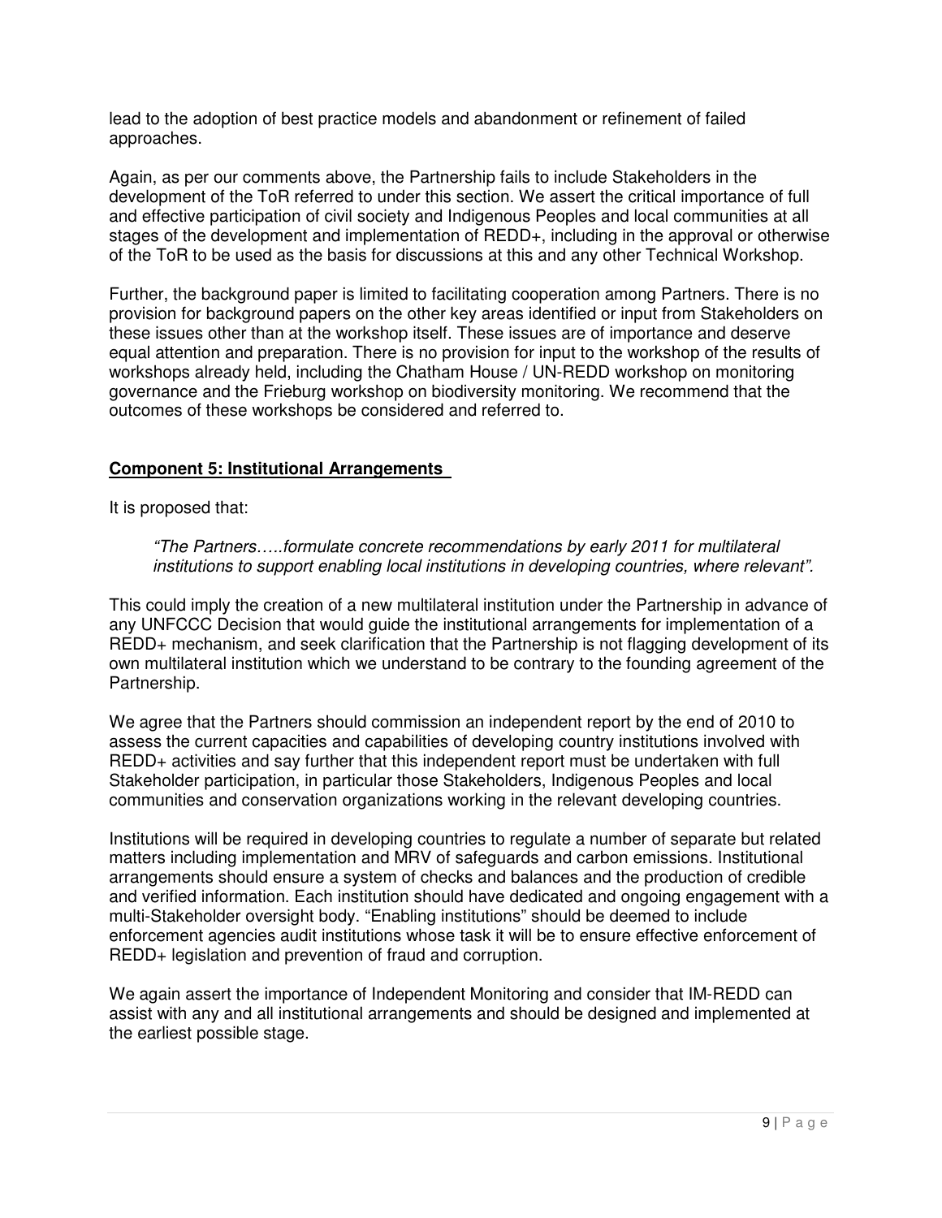lead to the adoption of best practice models and abandonment or refinement of failed approaches.

Again, as per our comments above, the Partnership fails to include Stakeholders in the development of the ToR referred to under this section. We assert the critical importance of full and effective participation of civil society and Indigenous Peoples and local communities at all stages of the development and implementation of REDD+, including in the approval or otherwise of the ToR to be used as the basis for discussions at this and any other Technical Workshop.

Further, the background paper is limited to facilitating cooperation among Partners. There is no provision for background papers on the other key areas identified or input from Stakeholders on these issues other than at the workshop itself. These issues are of importance and deserve equal attention and preparation. There is no provision for input to the workshop of the results of workshops already held, including the Chatham House / UN-REDD workshop on monitoring governance and the Frieburg workshop on biodiversity monitoring. We recommend that the outcomes of these workshops be considered and referred to.

## **Component 5: Institutional Arrangements**

It is proposed that:

> *"The Partners…..formulate concrete recommendations by early 2011 for multilateral institutions to support enabling local institutions in developing countries, where relevant".*

This could imply the creation of a new multilateral institution under the Partnership in advance of any UNFCCC Decision that would guide the institutional arrangements for implementation of a REDD+ mechanism, and seek clarification that the Partnership is not flagging development of its own multilateral institution which we understand to be contrary to the founding agreement of the Partnership.

We agree that the Partners should commission an independent report by the end of 2010 to assess the current capacities and capabilities of developing country institutions involved with REDD+ activities and say further that this independent report must be undertaken with full Stakeholder participation, in particular those Stakeholders, Indigenous Peoples and local communities and conservation organizations working in the relevant developing countries.

Institutions will be required in developing countries to regulate a number of separate but related matters including implementation and MRV of safeguards and carbon emissions. Institutional arrangements should ensure a system of checks and balances and the production of credible and verified information. Each institution should have dedicated and ongoing engagement with a multi-Stakeholder oversight body. "Enabling institutions" should be deemed to include enforcement agencies audit institutions whose task it will be to ensure effective enforcement of REDD+ legislation and prevention of fraud and corruption.

We again assert the importance of Independent Monitoring and consider that IM-REDD can assist with any and all institutional arrangements and should be designed and implemented at the earliest possible stage.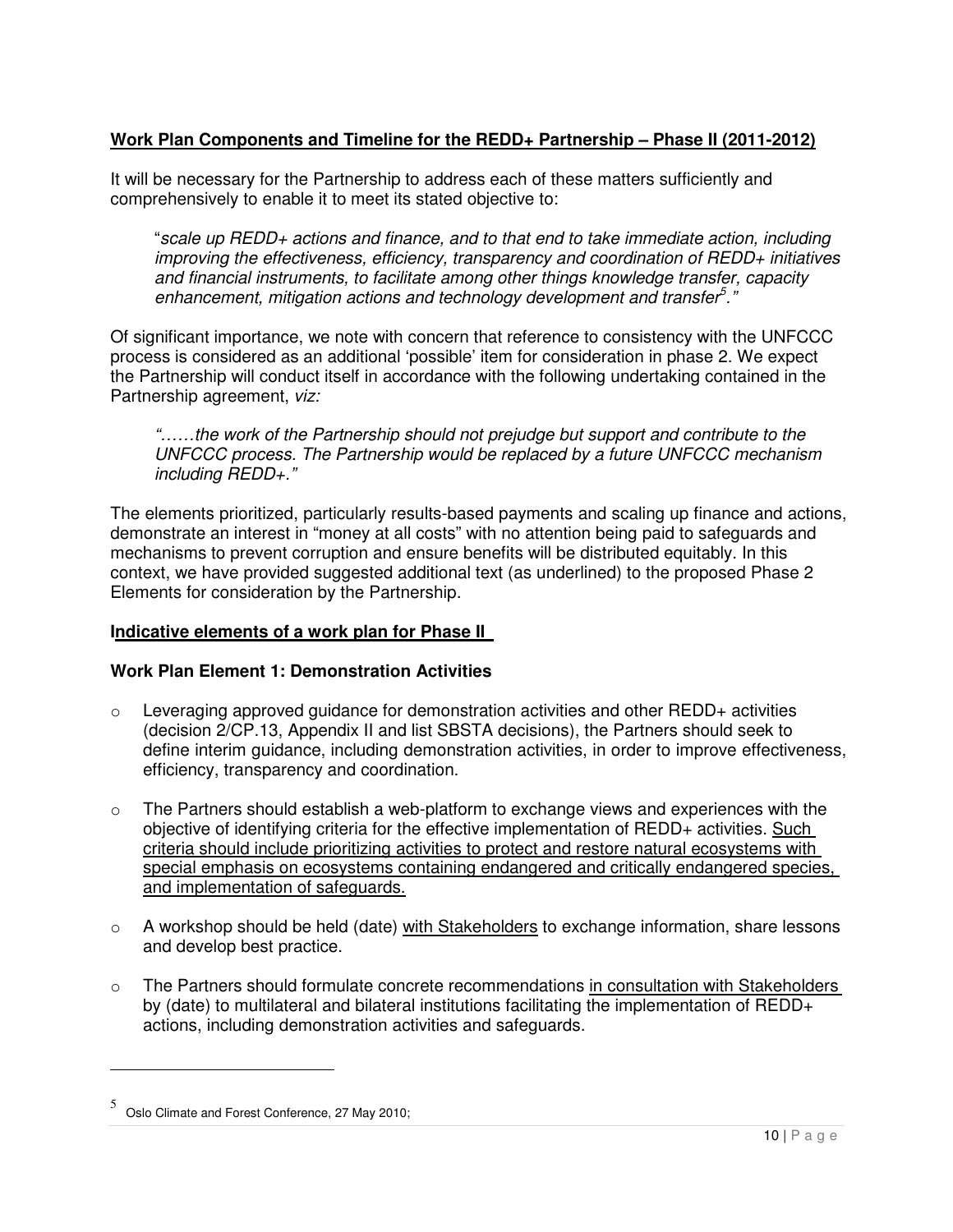**<u>Work Plan Components and Timeline for the REDD+ Partnership – Phase II (2011-2012)</u>**

It will be necessary for the Partnership to address each of these matters sufficiently and comprehensively to enable it to meet its stated objective to:

> "*scale up REDD+ actions and finance, and to that end to take immediate action, including improving the effectiveness, efficiency, transparency and coordination of REDD+ initiatives and financial instruments, to facilitate among other things knowledge transfer, capacity enhancement, mitigation actions and technology development and transfer*[5]*.*"

Of significant importance, we note with concern that reference to consistency with the UNFCCC process is considered as an additional 'possible' item for consideration in phase 2. We expect the Partnership will conduct itself in accordance with the following undertaking contained in the Partnership agreement, *viz:*

> *"……the work of the Partnership should not prejudge but support and contribute to the UNFCCC process. The Partnership would be replaced by a future UNFCCC mechanism including REDD+."*

The elements prioritized, particularly results-based payments and scaling up finance and actions, demonstrate an interest in "money at all costs" with no attention being paid to safeguards and mechanisms to prevent corruption and ensure benefits will be distributed equitably. In this context, we have provided suggested additional text (as underlined) to the proposed Phase 2 Elements for consideration by the Partnership.

**<u>Indicative elements of a work plan for Phase II</u>**

**Work Plan Element 1: Demonstration Activities**

- Leveraging approved guidance for demonstration activities and other REDD+ activities (decision 2/CP.13, Appendix II and list SBSTA decisions), the Partners should seek to define interim guidance, including demonstration activities, in order to improve effectiveness, efficiency, transparency and coordination.
- The Partners should establish a web-platform to exchange views and experiences with the objective of identifying criteria for the effective implementation of REDD+ activities. <u>Such criteria should include prioritizing activities to protect and restore natural ecosystems with special emphasis on ecosystems containing endangered and critically endangered species, and implementation of safeguards.</u>
- A workshop should be held (date) <u>with Stakeholders</u> to exchange information, share lessons and develop best practice.
- The Partners should formulate concrete recommendations <u>in consultation with Stakeholders</u> by (date) to multilateral and bilateral institutions facilitating the implementation of REDD+ actions, including demonstration activities and safeguards.

---

[5] Oslo Climate and Forest Conference, 27 May 2010;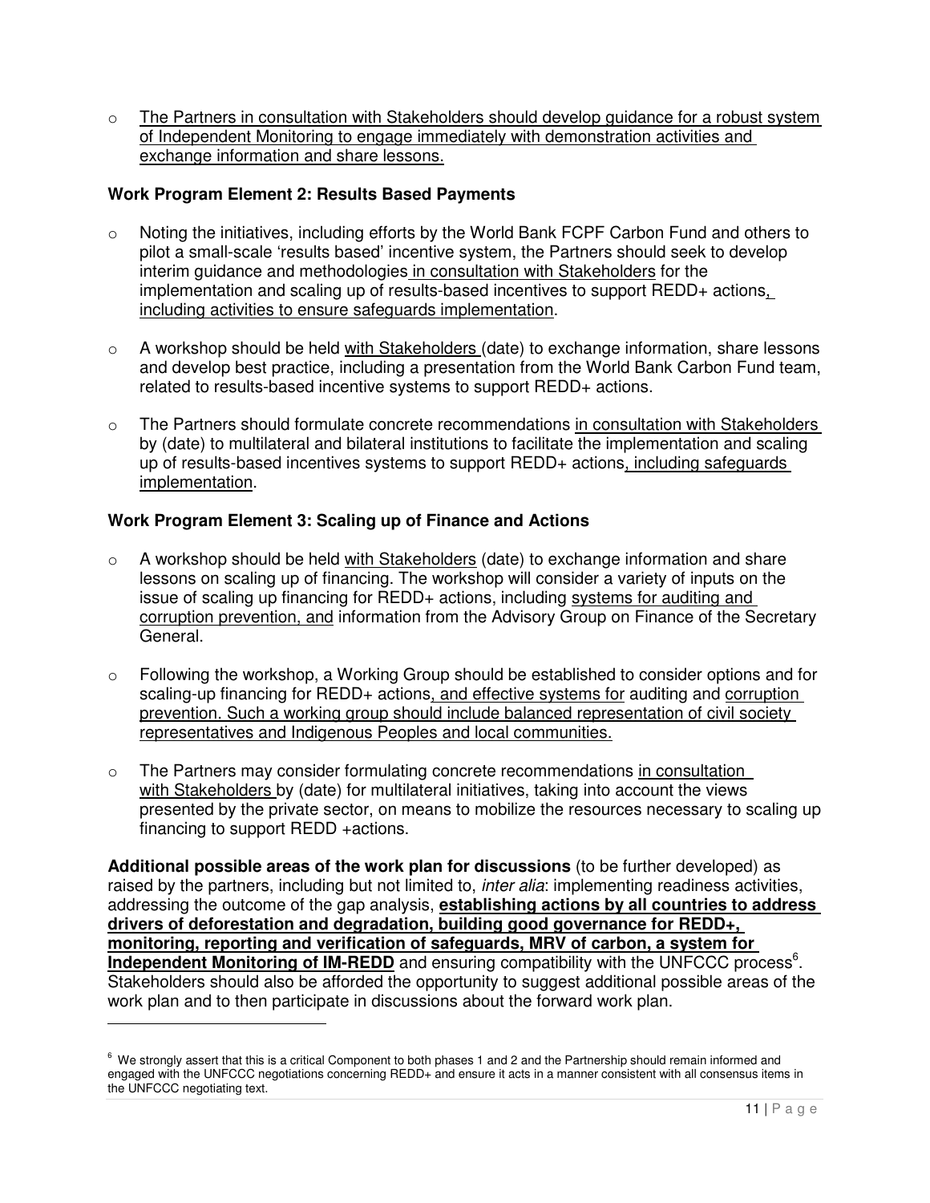- The Partners in consultation with Stakeholders should develop guidance for a robust system of Independent Monitoring to engage immediately with demonstration activities and exchange information and share lessons.

**Work Program Element 2: Results Based Payments**

- Noting the initiatives, including efforts by the World Bank FCPF Carbon Fund and others to pilot a small-scale 'results based' incentive system, the Partners should seek to develop interim guidance and methodologies in consultation with Stakeholders for the implementation and scaling up of results-based incentives to support REDD+ actions, including activities to ensure safeguards implementation.

- A workshop should be held with Stakeholders (date) to exchange information, share lessons and develop best practice, including a presentation from the World Bank Carbon Fund team, related to results-based incentive systems to support REDD+ actions.

- The Partners should formulate concrete recommendations in consultation with Stakeholders by (date) to multilateral and bilateral institutions to facilitate the implementation and scaling up of results-based incentives systems to support REDD+ actions, including safeguards implementation.

**Work Program Element 3: Scaling up of Finance and Actions**

- A workshop should be held with Stakeholders (date) to exchange information and share lessons on scaling up of financing. The workshop will consider a variety of inputs on the issue of scaling up financing for REDD+ actions, including systems for auditing and corruption prevention, and information from the Advisory Group on Finance of the Secretary General.

- Following the workshop, a Working Group should be established to consider options and for scaling-up financing for REDD+ actions, and effective systems for auditing and corruption prevention. Such a working group should include balanced representation of civil society representatives and Indigenous Peoples and local communities.

- The Partners may consider formulating concrete recommendations in consultation with Stakeholders by (date) for multilateral initiatives, taking into account the views presented by the private sector, on means to mobilize the resources necessary to scaling up financing to support REDD +actions.

**Additional possible areas of the work plan for discussions** (to be further developed) as raised by the partners, including but not limited to, *inter alia*: implementing readiness activities, addressing the outcome of the gap analysis, **establishing actions by all countries to address drivers of deforestation and degradation, building good governance for REDD+, monitoring, reporting and verification of safeguards, MRV of carbon, a system for Independent Monitoring of IM-REDD** and ensuring compatibility with the UNFCCC process[6]. Stakeholders should also be afforded the opportunity to suggest additional possible areas of the work plan and to then participate in discussions about the forward work plan.

[6] We strongly assert that this is a critical Component to both phases 1 and 2 and the Partnership should remain informed and engaged with the UNFCCC negotiations concerning REDD+ and ensure it acts in a manner consistent with all consensus items in the UNFCCC negotiating text.